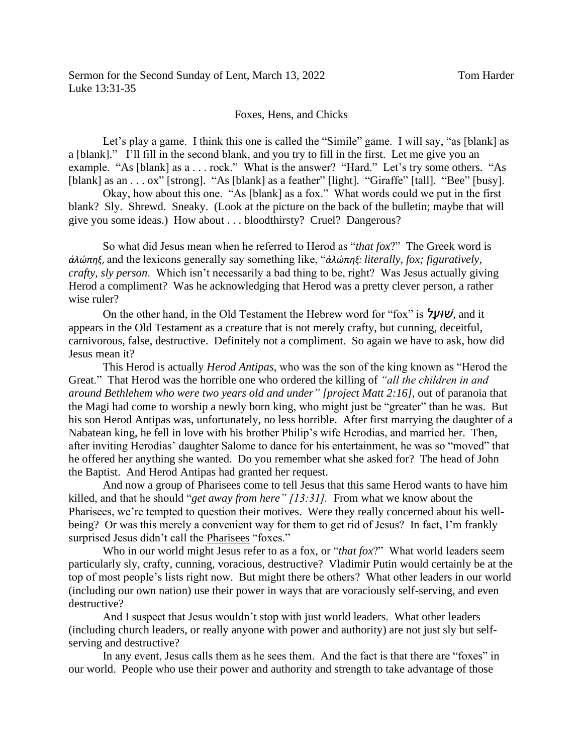Sermon for the Second Sunday of Lent, March 13, 2022 Tom Harder
Luke 13:31-35

Foxes, Hens, and Chicks

Let's play a game. I think this one is called the "Simile" game. I will say, "as [blank] as a [blank]." I'll fill in the second blank, and you try to fill in the first. Let me give you an example. "As [blank] as a . . . rock." What is the answer? "Hard." Let's try some others. "As [blank] as an . . . ox" [strong]. "As [blank] as a feather" [light]. "Giraffe" [tall]. "Bee" [busy].

Okay, how about this one. "As [blank] as a fox." What words could we put in the first blank? Sly. Shrewd. Sneaky. (Look at the picture on the back of the bulletin; maybe that will give you some ideas.) How about . . . bloodthirsty? Cruel? Dangerous?

So what did Jesus mean when he referred to Herod as "*that fox*?" The Greek word is *ἀλώπηξ*, and the lexicons generally say something like, "*ἀλώπηξ: literally, fox; figuratively, crafty, sly person*. Which isn't necessarily a bad thing to be, right? Was Jesus actually giving Herod a compliment? Was he acknowledging that Herod was a pretty clever person, a rather wise ruler?

On the other hand, in the Old Testament the Hebrew word for "fox" is *שׁוּעָל*, and it appears in the Old Testament as a creature that is not merely crafty, but cunning, deceitful, carnivorous, false, destructive. Definitely not a compliment. So again we have to ask, how did Jesus mean it?

This Herod is actually *Herod Antipas*, who was the son of the king known as "Herod the Great." That Herod was the horrible one who ordered the killing of *"all the children in and around Bethlehem who were two years old and under" [project Matt 2:16],* out of paranoia that the Magi had come to worship a newly born king, who might just be "greater" than he was. But his son Herod Antipas was, unfortunately, no less horrible. After first marrying the daughter of a Nabatean king, he fell in love with his brother Philip's wife Herodias, and married <u>her</u>. Then, after inviting Herodias' daughter Salome to dance for his entertainment, he was so "moved" that he offered her anything she wanted. Do you remember what she asked for? The head of John the Baptist. And Herod Antipas had granted her request.

And now a group of Pharisees come to tell Jesus that this same Herod wants to have him killed, and that he should "*get away from here" [13:31].* From what we know about the Pharisees, we're tempted to question their motives. Were they really concerned about his well-being? Or was this merely a convenient way for them to get rid of Jesus? In fact, I'm frankly surprised Jesus didn't call the <u>Pharisees</u> "foxes."

Who in our world might Jesus refer to as a fox, or "*that fox*?" What world leaders seem particularly sly, crafty, cunning, voracious, destructive? Vladimir Putin would certainly be at the top of most people's lists right now. But might there be others? What other leaders in our world (including our own nation) use their power in ways that are voraciously self-serving, and even destructive?

And I suspect that Jesus wouldn't stop with just world leaders. What other leaders (including church leaders, or really anyone with power and authority) are not just sly but self-serving and destructive?

In any event, Jesus calls them as he sees them. And the fact is that there are "foxes" in our world. People who use their power and authority and strength to take advantage of those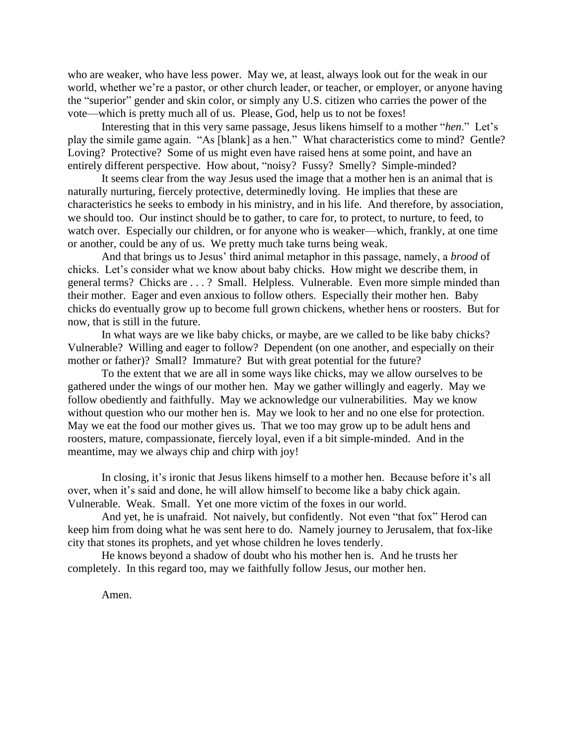who are weaker, who have less power. May we, at least, always look out for the weak in our world, whether we're a pastor, or other church leader, or teacher, or employer, or anyone having the "superior" gender and skin color, or simply any U.S. citizen who carries the power of the vote—which is pretty much all of us. Please, God, help us to not be foxes!

Interesting that in this very same passage, Jesus likens himself to a mother "*hen*." Let's play the simile game again. "As [blank] as a hen." What characteristics come to mind? Gentle? Loving? Protective? Some of us might even have raised hens at some point, and have an entirely different perspective. How about, "noisy? Fussy? Smelly? Simple-minded?

It seems clear from the way Jesus used the image that a mother hen is an animal that is naturally nurturing, fiercely protective, determinedly loving. He implies that these are characteristics he seeks to embody in his ministry, and in his life. And therefore, by association, we should too. Our instinct should be to gather, to care for, to protect, to nurture, to feed, to watch over. Especially our children, or for anyone who is weaker—which, frankly, at one time or another, could be any of us. We pretty much take turns being weak.

And that brings us to Jesus' third animal metaphor in this passage, namely, a *brood* of chicks. Let's consider what we know about baby chicks. How might we describe them, in general terms? Chicks are . . . ? Small. Helpless. Vulnerable. Even more simple minded than their mother. Eager and even anxious to follow others. Especially their mother hen. Baby chicks do eventually grow up to become full grown chickens, whether hens or roosters. But for now, that is still in the future.

In what ways are we like baby chicks, or maybe, are we called to be like baby chicks? Vulnerable? Willing and eager to follow? Dependent (on one another, and especially on their mother or father)? Small? Immature? But with great potential for the future?

To the extent that we are all in some ways like chicks, may we allow ourselves to be gathered under the wings of our mother hen. May we gather willingly and eagerly. May we follow obediently and faithfully. May we acknowledge our vulnerabilities. May we know without question who our mother hen is. May we look to her and no one else for protection. May we eat the food our mother gives us. That we too may grow up to be adult hens and roosters, mature, compassionate, fiercely loyal, even if a bit simple-minded. And in the meantime, may we always chip and chirp with joy!

In closing, it's ironic that Jesus likens himself to a mother hen. Because before it's all over, when it's said and done, he will allow himself to become like a baby chick again. Vulnerable. Weak. Small. Yet one more victim of the foxes in our world.

And yet, he is unafraid. Not naively, but confidently. Not even "that fox" Herod can keep him from doing what he was sent here to do. Namely journey to Jerusalem, that fox-like city that stones its prophets, and yet whose children he loves tenderly.

He knows beyond a shadow of doubt who his mother hen is. And he trusts her completely. In this regard too, may we faithfully follow Jesus, our mother hen.

Amen.